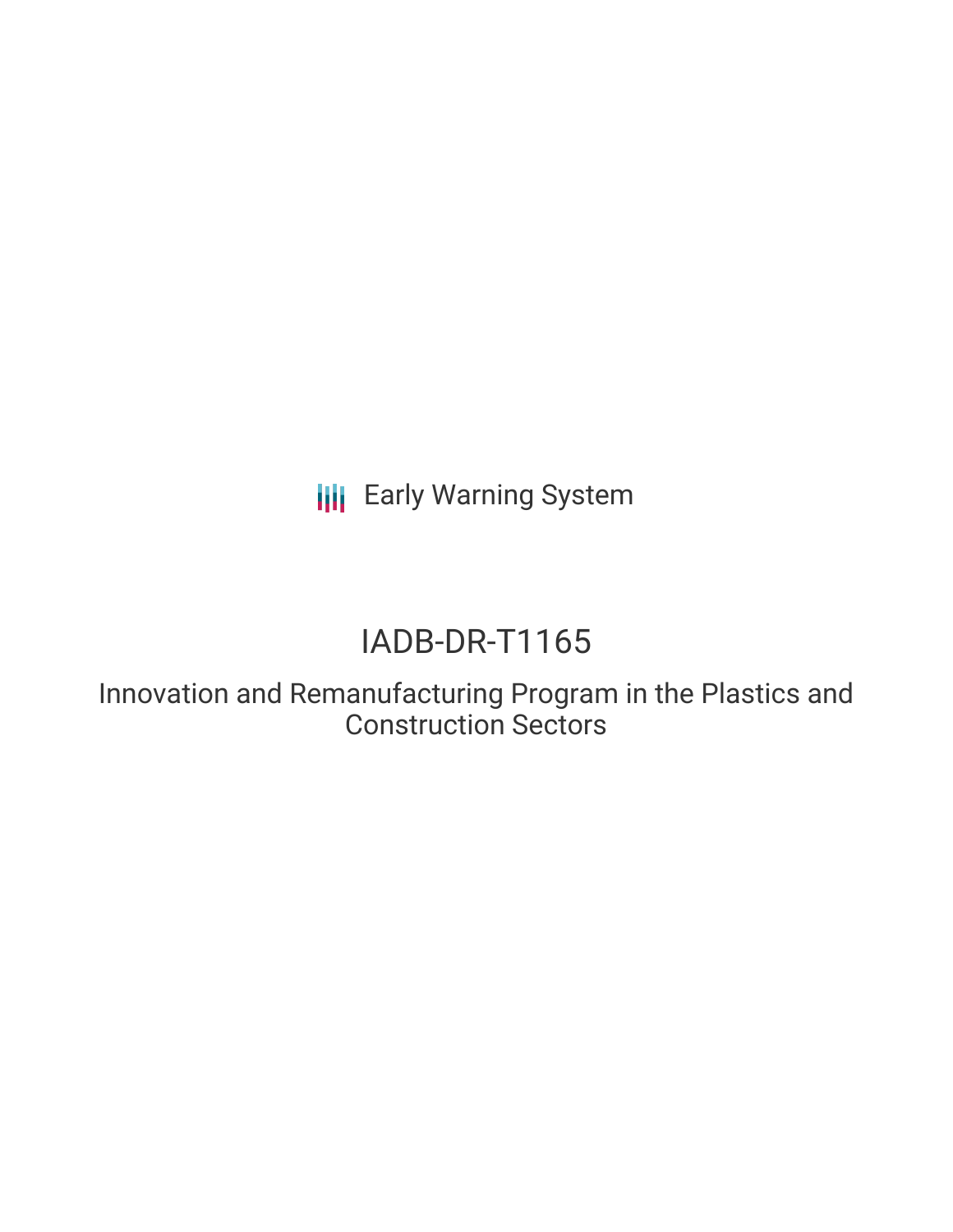Early Warning System

# IADB-DR-T1165

## Innovation and Remanufacturing Program in the Plastics and Construction Sectors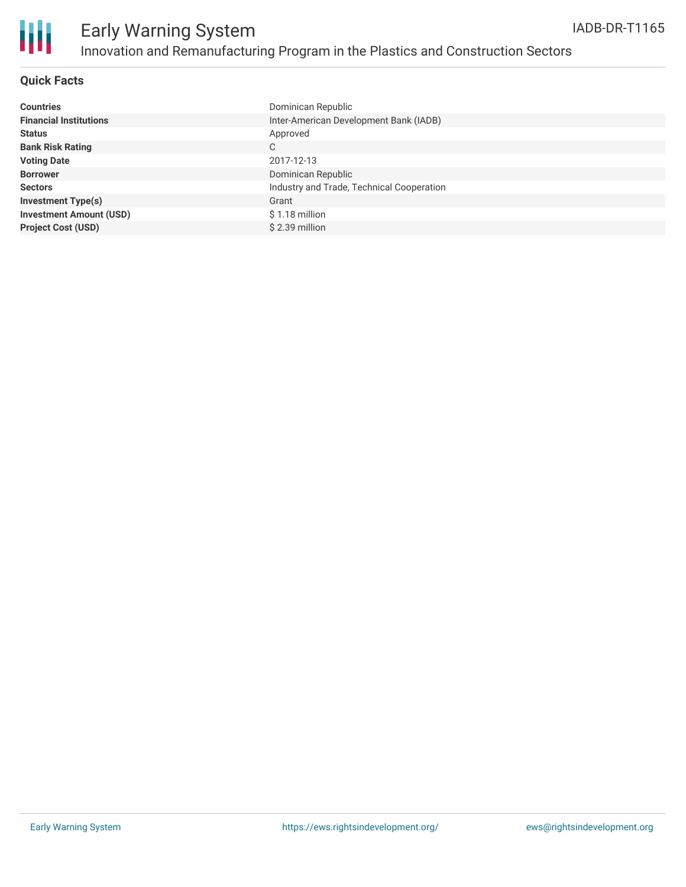# Early Warning System

## Innovation and Remanufacturing Program in the Plastics and Construction Sectors

IADB-DR-T1165

### Quick Facts

| | |
|---|---|
| **Countries** | Dominican Republic |
| **Financial Institutions** | Inter-American Development Bank (IADB) |
| **Status** | Approved |
| **Bank Risk Rating** | C |
| **Voting Date** | 2017-12-13 |
| **Borrower** | Dominican Republic |
| **Sectors** | Industry and Trade, Technical Cooperation |
| **Investment Type(s)** | Grant |
| **Investment Amount (USD)** | $ 1.18 million |
| **Project Cost (USD)** | $ 2.39 million |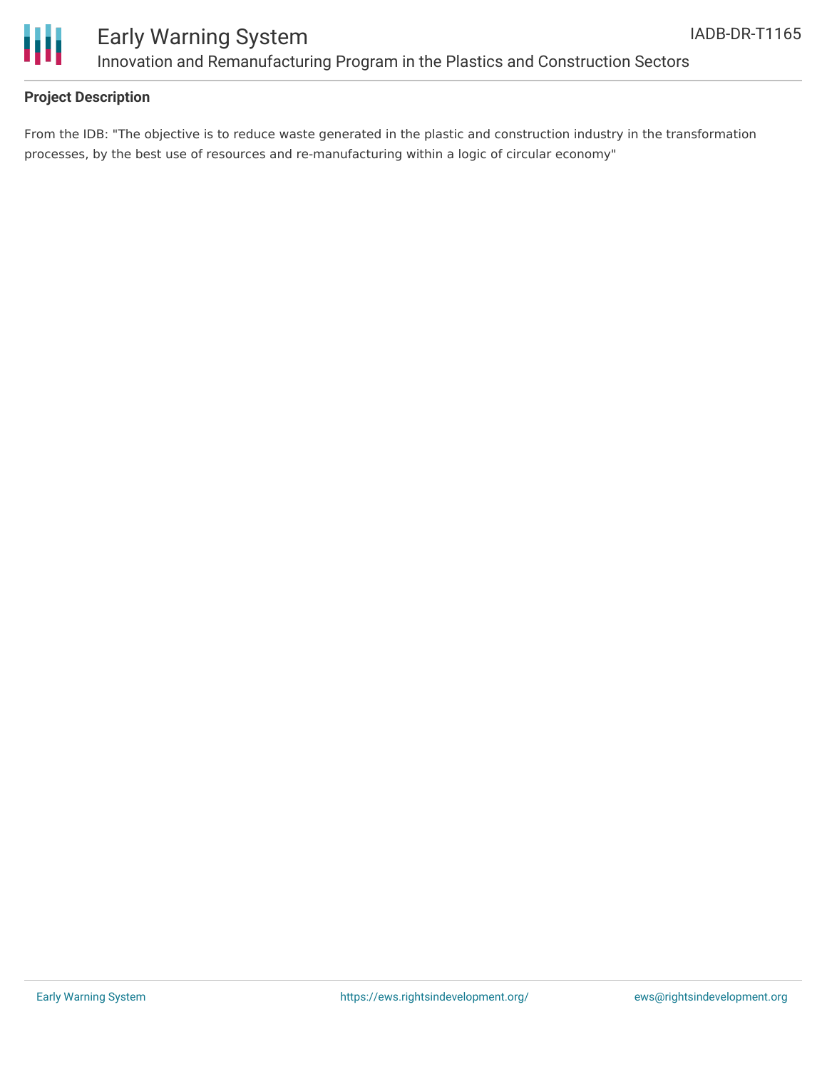## Project Description

From the IDB: "The objective is to reduce waste generated in the plastic and construction industry in the transformation processes, by the best use of resources and re-manufacturing within a logic of circular economy"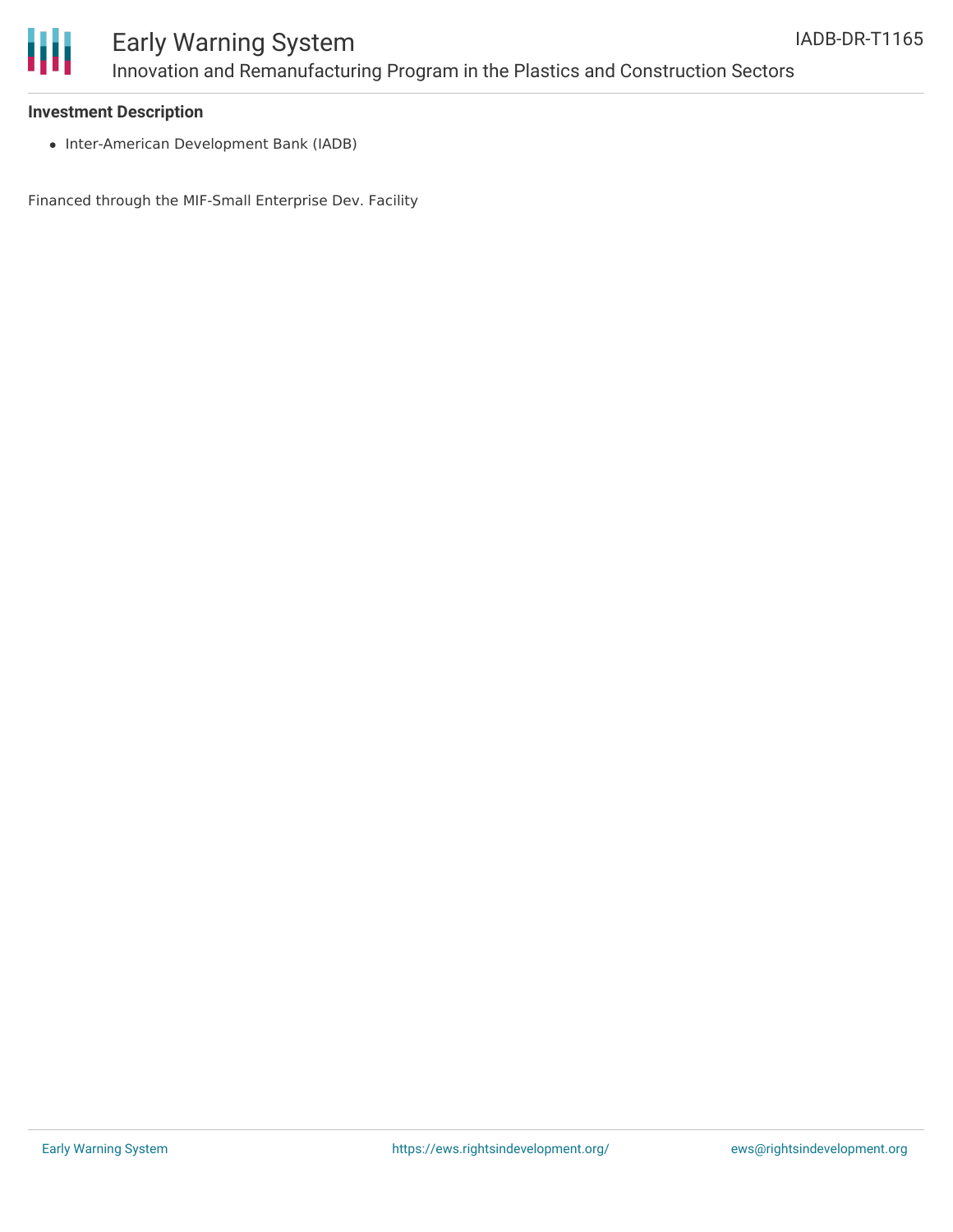### Investment Description

- Inter-American Development Bank (IADB)

Financed through the MIF-Small Enterprise Dev. Facility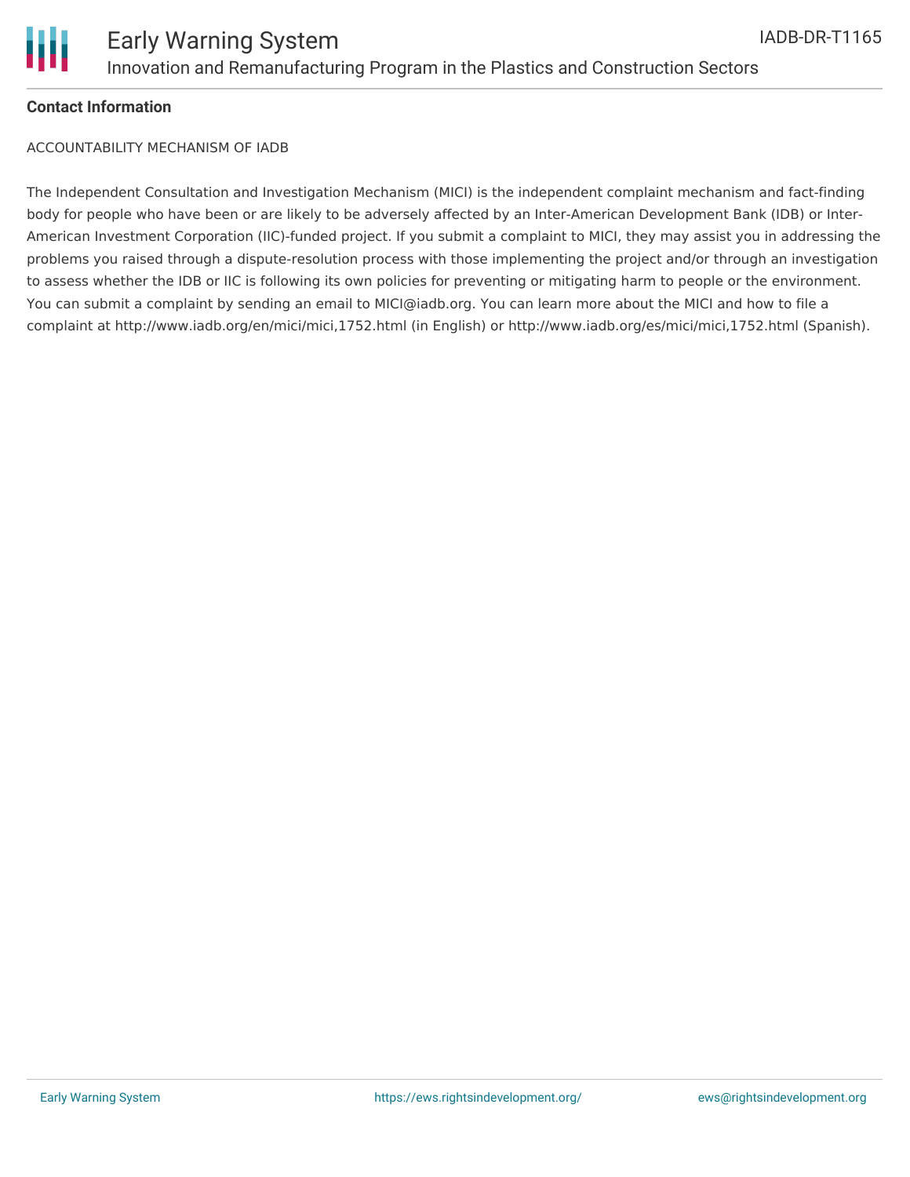**Contact Information**

ACCOUNTABILITY MECHANISM OF IADB

The Independent Consultation and Investigation Mechanism (MICI) is the independent complaint mechanism and fact-finding body for people who have been or are likely to be adversely affected by an Inter-American Development Bank (IDB) or Inter-American Investment Corporation (IIC)-funded project. If you submit a complaint to MICI, they may assist you in addressing the problems you raised through a dispute-resolution process with those implementing the project and/or through an investigation to assess whether the IDB or IIC is following its own policies for preventing or mitigating harm to people or the environment. You can submit a complaint by sending an email to MICI@iadb.org. You can learn more about the MICI and how to file a complaint at http://www.iadb.org/en/mici/mici,1752.html (in English) or http://www.iadb.org/es/mici/mici,1752.html (Spanish).